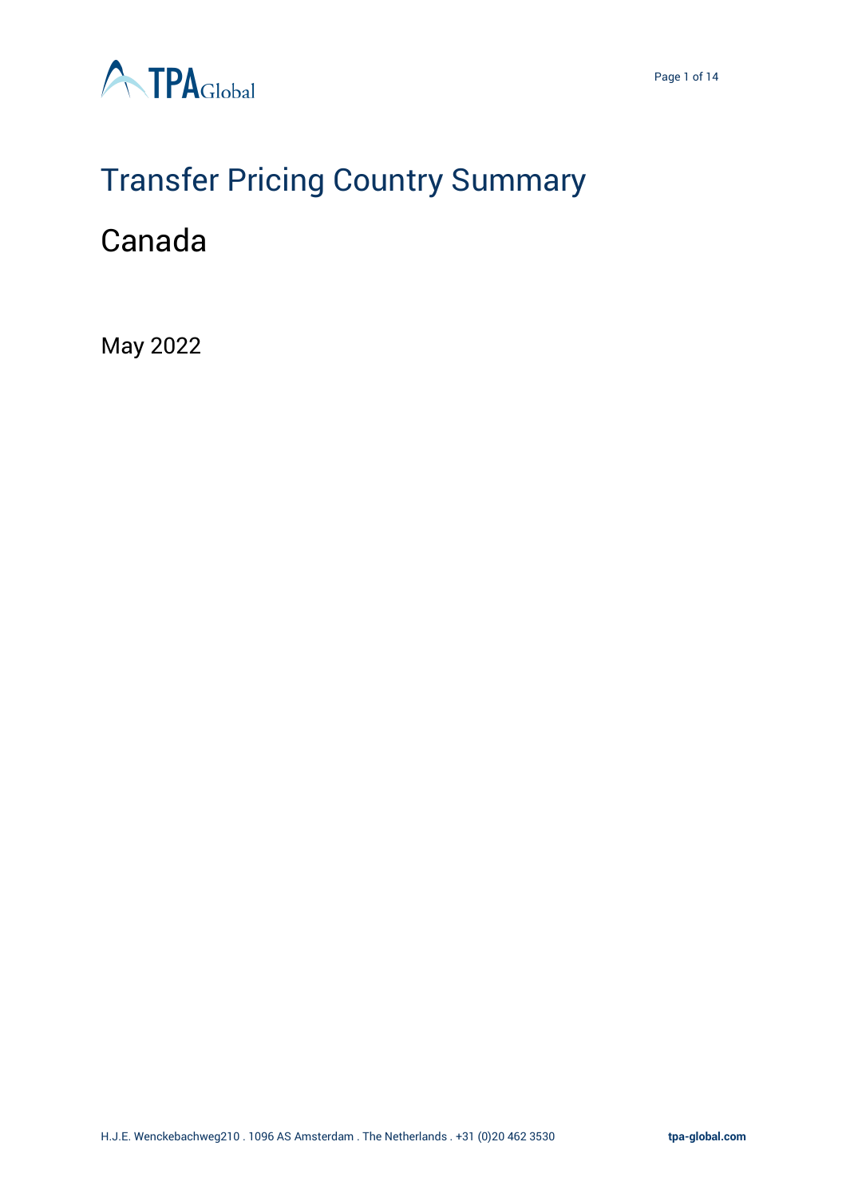# Transfer Pricing Country Summary

## Canada

May 2022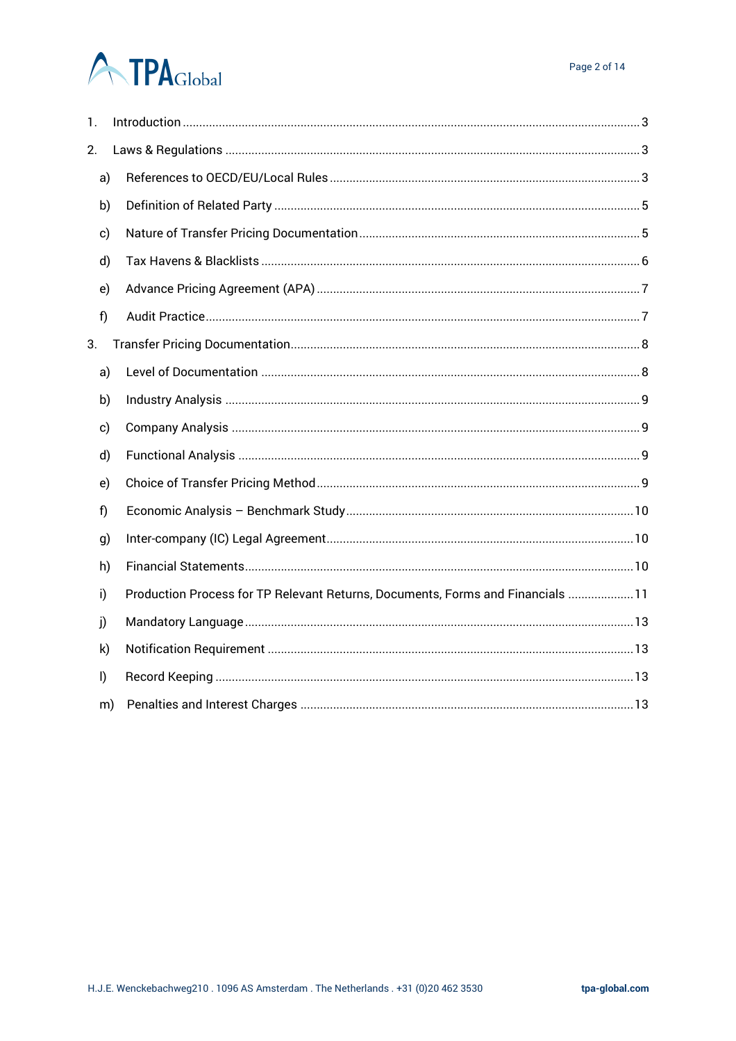1. Introduction ........................................................................................................................................ 3
2. Laws & Regulations ............................................................................................................................ 3
   a) References to OECD/EU/Local Rules ............................................................................................ 3
   b) Definition of Related Party ............................................................................................................. 5
   c) Nature of Transfer Pricing Documentation ................................................................................... 5
   d) Tax Havens & Blacklists ................................................................................................................. 6
   e) Advance Pricing Agreement (APA) ................................................................................................ 7
   f) Audit Practice .................................................................................................................................. 7
3. Transfer Pricing Documentation ......................................................................................................... 8
   a) Level of Documentation ................................................................................................................. 8
   b) Industry Analysis ............................................................................................................................ 9
   c) Company Analysis .......................................................................................................................... 9
   d) Functional Analysis ........................................................................................................................ 9
   e) Choice of Transfer Pricing Method ................................................................................................ 9
   f) Economic Analysis – Benchmark Study ...................................................................................... 10
   g) Inter-company (IC) Legal Agreement ........................................................................................... 10
   h) Financial Statements .................................................................................................................... 10
   i) Production Process for TP Relevant Returns, Documents, Forms and Financials .................... 11
   j) Mandatory Language .................................................................................................................... 13
   k) Notification Requirement ............................................................................................................. 13
   l) Record Keeping ............................................................................................................................. 13
   m) Penalties and Interest Charges .................................................................................................... 13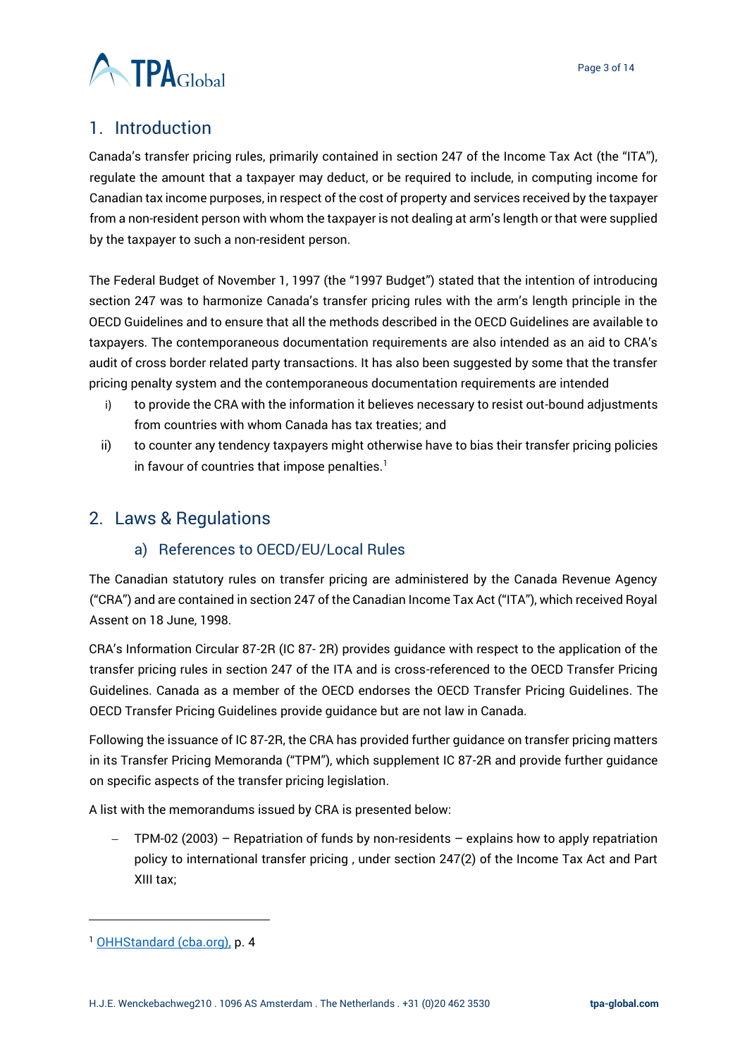# 1. Introduction

Canada's transfer pricing rules, primarily contained in section 247 of the Income Tax Act (the "ITA"), regulate the amount that a taxpayer may deduct, or be required to include, in computing income for Canadian tax income purposes, in respect of the cost of property and services received by the taxpayer from a non-resident person with whom the taxpayer is not dealing at arm's length or that were supplied by the taxpayer to such a non-resident person.

The Federal Budget of November 1, 1997 (the "1997 Budget") stated that the intention of introducing section 247 was to harmonize Canada's transfer pricing rules with the arm's length principle in the OECD Guidelines and to ensure that all the methods described in the OECD Guidelines are available to taxpayers. The contemporaneous documentation requirements are also intended as an aid to CRA's audit of cross border related party transactions. It has also been suggested by some that the transfer pricing penalty system and the contemporaneous documentation requirements are intended

- i) to provide the CRA with the information it believes necessary to resist out-bound adjustments from countries with whom Canada has tax treaties; and
- ii) to counter any tendency taxpayers might otherwise have to bias their transfer pricing policies in favour of countries that impose penalties.[1]

# 2. Laws & Regulations

## a) References to OECD/EU/Local Rules

The Canadian statutory rules on transfer pricing are administered by the Canada Revenue Agency ("CRA") and are contained in section 247 of the Canadian Income Tax Act ("ITA"), which received Royal Assent on 18 June, 1998.

CRA's Information Circular 87-2R (IC 87- 2R) provides guidance with respect to the application of the transfer pricing rules in section 247 of the ITA and is cross-referenced to the OECD Transfer Pricing Guidelines. Canada as a member of the OECD endorses the OECD Transfer Pricing Guidelines. The OECD Transfer Pricing Guidelines provide guidance but are not law in Canada.

Following the issuance of IC 87-2R, the CRA has provided further guidance on transfer pricing matters in its Transfer Pricing Memoranda ("TPM"), which supplement IC 87-2R and provide further guidance on specific aspects of the transfer pricing legislation.

A list with the memorandums issued by CRA is presented below:

- TPM-02 (2003) – Repatriation of funds by non-residents – explains how to apply repatriation policy to international transfer pricing , under section 247(2) of the Income Tax Act and Part XIII tax;

---

[1] OHHStandard (cba.org), p. 4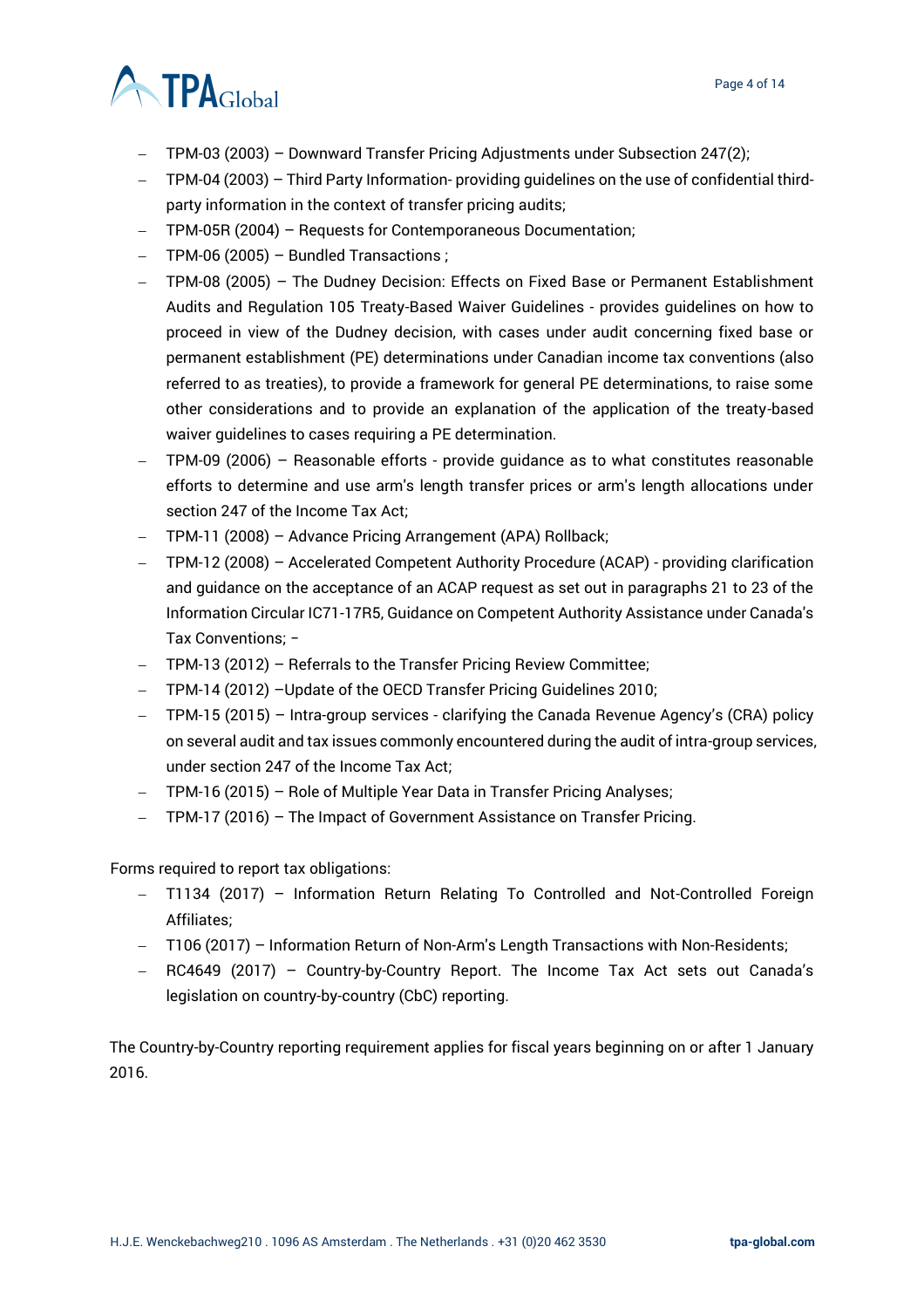- TPM-03 (2003) – Downward Transfer Pricing Adjustments under Subsection 247(2);
- TPM-04 (2003) – Third Party Information- providing guidelines on the use of confidential third-party information in the context of transfer pricing audits;
- TPM-05R (2004) – Requests for Contemporaneous Documentation;
- TPM-06 (2005) – Bundled Transactions ;
- TPM-08 (2005) – The Dudney Decision: Effects on Fixed Base or Permanent Establishment Audits and Regulation 105 Treaty-Based Waiver Guidelines - provides guidelines on how to proceed in view of the Dudney decision, with cases under audit concerning fixed base or permanent establishment (PE) determinations under Canadian income tax conventions (also referred to as treaties), to provide a framework for general PE determinations, to raise some other considerations and to provide an explanation of the application of the treaty-based waiver guidelines to cases requiring a PE determination.
- TPM-09 (2006) – Reasonable efforts - provide guidance as to what constitutes reasonable efforts to determine and use arm's length transfer prices or arm's length allocations under section 247 of the Income Tax Act;
- TPM-11 (2008) – Advance Pricing Arrangement (APA) Rollback;
- TPM-12 (2008) – Accelerated Competent Authority Procedure (ACAP) - providing clarification and guidance on the acceptance of an ACAP request as set out in paragraphs 21 to 23 of the Information Circular IC71-17R5, Guidance on Competent Authority Assistance under Canada's Tax Conventions; –
- TPM-13 (2012) – Referrals to the Transfer Pricing Review Committee;
- TPM-14 (2012) –Update of the OECD Transfer Pricing Guidelines 2010;
- TPM-15 (2015) – Intra-group services - clarifying the Canada Revenue Agency's (CRA) policy on several audit and tax issues commonly encountered during the audit of intra-group services, under section 247 of the Income Tax Act;
- TPM-16 (2015) – Role of Multiple Year Data in Transfer Pricing Analyses;
- TPM-17 (2016) – The Impact of Government Assistance on Transfer Pricing.

Forms required to report tax obligations:

- T1134 (2017) – Information Return Relating To Controlled and Not-Controlled Foreign Affiliates;
- T106 (2017) – Information Return of Non-Arm's Length Transactions with Non-Residents;
- RC4649 (2017) – Country-by-Country Report. The Income Tax Act sets out Canada's legislation on country-by-country (CbC) reporting.

The Country-by-Country reporting requirement applies for fiscal years beginning on or after 1 January 2016.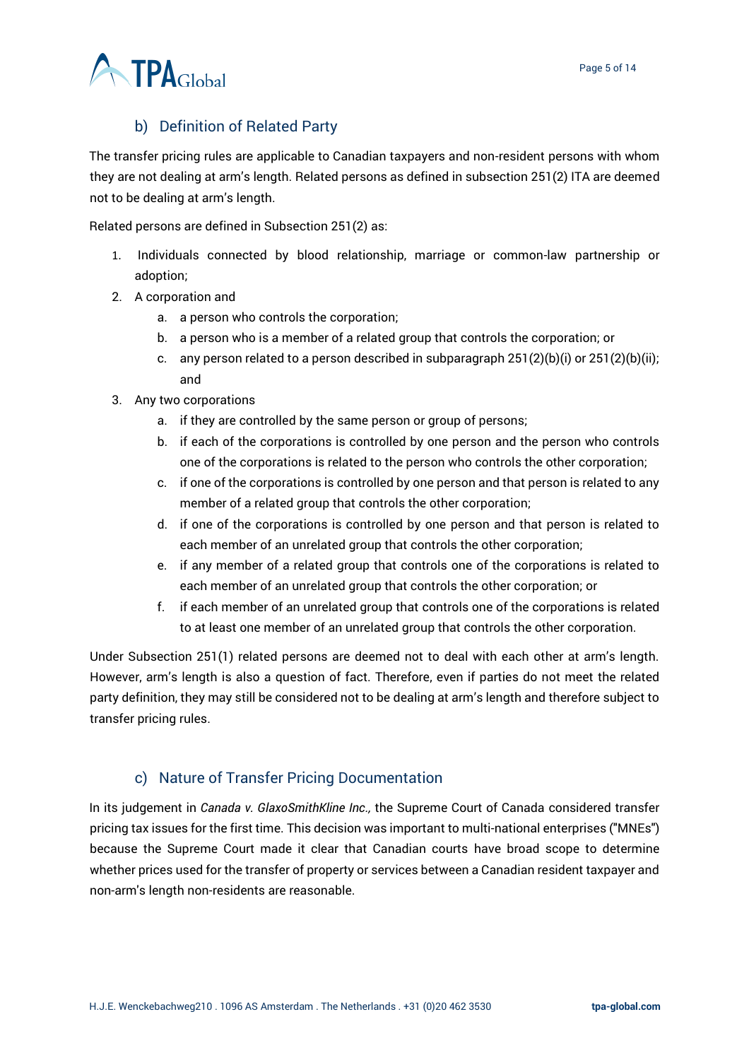## b) Definition of Related Party

The transfer pricing rules are applicable to Canadian taxpayers and non-resident persons with whom they are not dealing at arm's length. Related persons as defined in subsection 251(2) ITA are deemed not to be dealing at arm's length.

Related persons are defined in Subsection 251(2) as:

1. Individuals connected by blood relationship, marriage or common-law partnership or adoption;
2. A corporation and
    a. a person who controls the corporation;
    b. a person who is a member of a related group that controls the corporation; or
    c. any person related to a person described in subparagraph 251(2)(b)(i) or 251(2)(b)(ii); and
3. Any two corporations
    a. if they are controlled by the same person or group of persons;
    b. if each of the corporations is controlled by one person and the person who controls one of the corporations is related to the person who controls the other corporation;
    c. if one of the corporations is controlled by one person and that person is related to any member of a related group that controls the other corporation;
    d. if one of the corporations is controlled by one person and that person is related to each member of an unrelated group that controls the other corporation;
    e. if any member of a related group that controls one of the corporations is related to each member of an unrelated group that controls the other corporation; or
    f. if each member of an unrelated group that controls one of the corporations is related to at least one member of an unrelated group that controls the other corporation.

Under Subsection 251(1) related persons are deemed not to deal with each other at arm's length. However, arm's length is also a question of fact. Therefore, even if parties do not meet the related party definition, they may still be considered not to be dealing at arm's length and therefore subject to transfer pricing rules.

## c) Nature of Transfer Pricing Documentation

In its judgement in *Canada v. GlaxoSmithKline Inc.,* the Supreme Court of Canada considered transfer pricing tax issues for the first time. This decision was important to multi-national enterprises ("MNEs") because the Supreme Court made it clear that Canadian courts have broad scope to determine whether prices used for the transfer of property or services between a Canadian resident taxpayer and non-arm's length non-residents are reasonable.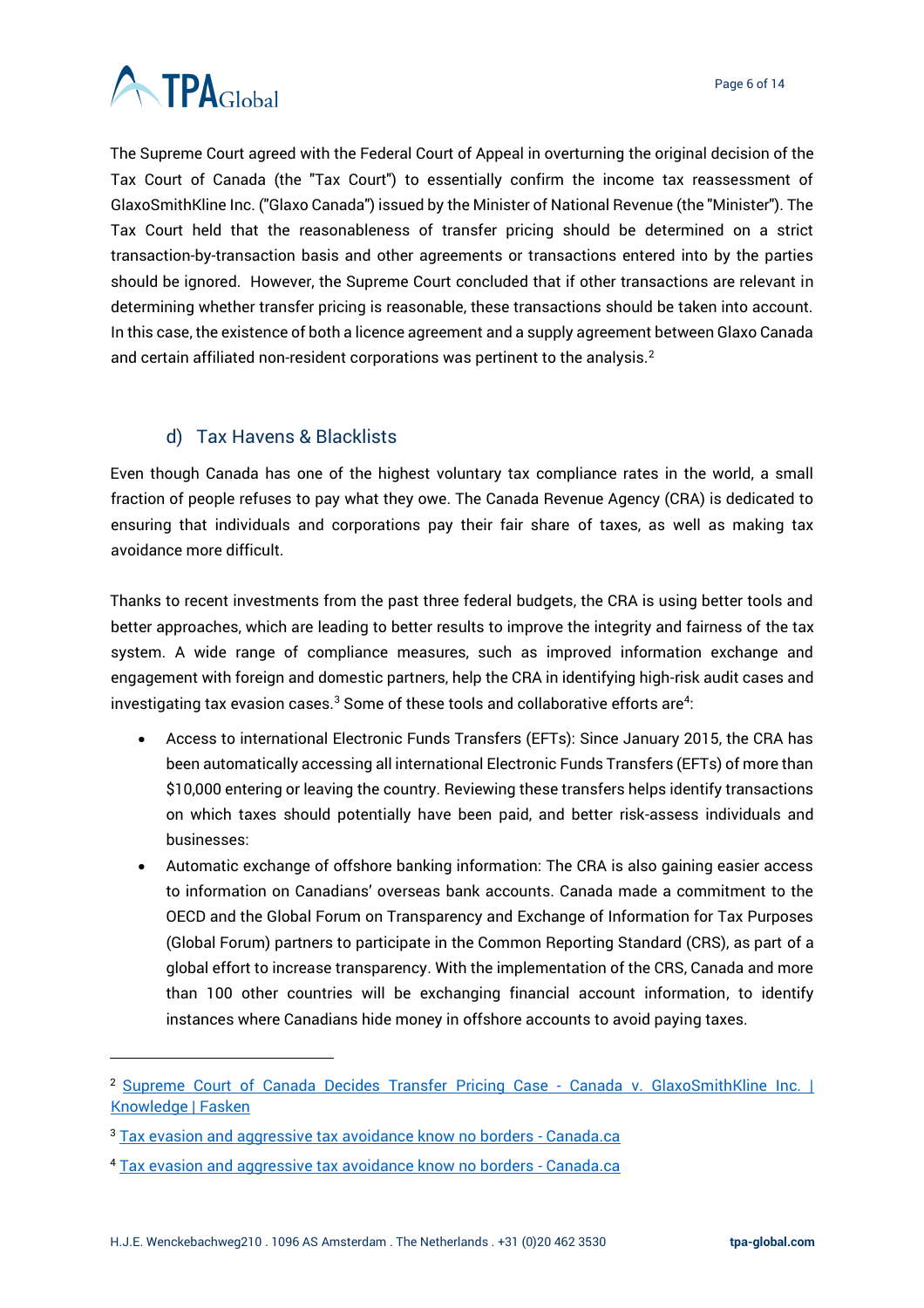The Supreme Court agreed with the Federal Court of Appeal in overturning the original decision of the Tax Court of Canada (the "Tax Court") to essentially confirm the income tax reassessment of GlaxoSmithKline Inc. ("Glaxo Canada") issued by the Minister of National Revenue (the "Minister"). The Tax Court held that the reasonableness of transfer pricing should be determined on a strict transaction-by-transaction basis and other agreements or transactions entered into by the parties should be ignored. However, the Supreme Court concluded that if other transactions are relevant in determining whether transfer pricing is reasonable, these transactions should be taken into account. In this case, the existence of both a licence agreement and a supply agreement between Glaxo Canada and certain affiliated non-resident corporations was pertinent to the analysis.[2]

### d) Tax Havens & Blacklists

Even though Canada has one of the highest voluntary tax compliance rates in the world, a small fraction of people refuses to pay what they owe. The Canada Revenue Agency (CRA) is dedicated to ensuring that individuals and corporations pay their fair share of taxes, as well as making tax avoidance more difficult.

Thanks to recent investments from the past three federal budgets, the CRA is using better tools and better approaches, which are leading to better results to improve the integrity and fairness of the tax system. A wide range of compliance measures, such as improved information exchange and engagement with foreign and domestic partners, help the CRA in identifying high-risk audit cases and investigating tax evasion cases.[3] Some of these tools and collaborative efforts are[4]:

- Access to international Electronic Funds Transfers (EFTs): Since January 2015, the CRA has been automatically accessing all international Electronic Funds Transfers (EFTs) of more than $10,000 entering or leaving the country. Reviewing these transfers helps identify transactions on which taxes should potentially have been paid, and better risk-assess individuals and businesses:
- Automatic exchange of offshore banking information: The CRA is also gaining easier access to information on Canadians' overseas bank accounts. Canada made a commitment to the OECD and the Global Forum on Transparency and Exchange of Information for Tax Purposes (Global Forum) partners to participate in the Common Reporting Standard (CRS), as part of a global effort to increase transparency. With the implementation of the CRS, Canada and more than 100 other countries will be exchanging financial account information, to identify instances where Canadians hide money in offshore accounts to avoid paying taxes.

---

[2] Supreme Court of Canada Decides Transfer Pricing Case - Canada v. GlaxoSmithKline Inc. | Knowledge | Fasken

[3] Tax evasion and aggressive tax avoidance know no borders - Canada.ca

[4] Tax evasion and aggressive tax avoidance know no borders - Canada.ca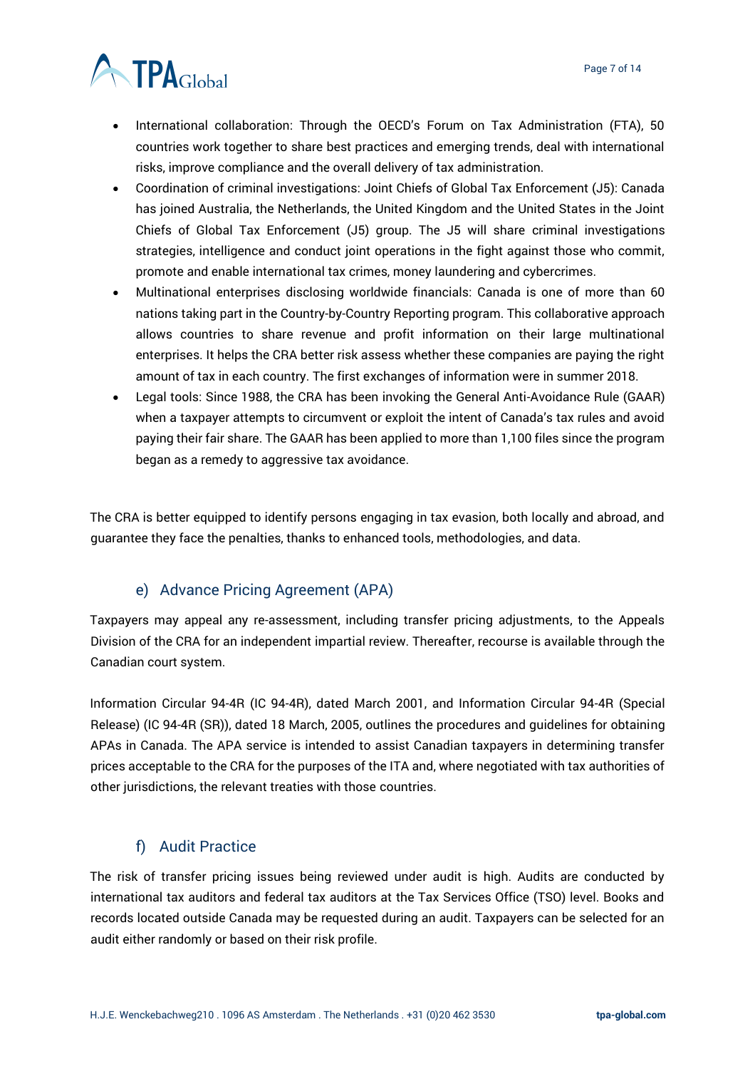- International collaboration: Through the OECD's Forum on Tax Administration (FTA), 50 countries work together to share best practices and emerging trends, deal with international risks, improve compliance and the overall delivery of tax administration.
- Coordination of criminal investigations: Joint Chiefs of Global Tax Enforcement (J5): Canada has joined Australia, the Netherlands, the United Kingdom and the United States in the Joint Chiefs of Global Tax Enforcement (J5) group. The J5 will share criminal investigations strategies, intelligence and conduct joint operations in the fight against those who commit, promote and enable international tax crimes, money laundering and cybercrimes.
- Multinational enterprises disclosing worldwide financials: Canada is one of more than 60 nations taking part in the Country-by-Country Reporting program. This collaborative approach allows countries to share revenue and profit information on their large multinational enterprises. It helps the CRA better risk assess whether these companies are paying the right amount of tax in each country. The first exchanges of information were in summer 2018.
- Legal tools: Since 1988, the CRA has been invoking the General Anti-Avoidance Rule (GAAR) when a taxpayer attempts to circumvent or exploit the intent of Canada's tax rules and avoid paying their fair share. The GAAR has been applied to more than 1,100 files since the program began as a remedy to aggressive tax avoidance.

The CRA is better equipped to identify persons engaging in tax evasion, both locally and abroad, and guarantee they face the penalties, thanks to enhanced tools, methodologies, and data.

## e) Advance Pricing Agreement (APA)

Taxpayers may appeal any re-assessment, including transfer pricing adjustments, to the Appeals Division of the CRA for an independent impartial review. Thereafter, recourse is available through the Canadian court system.

Information Circular 94-4R (IC 94-4R), dated March 2001, and Information Circular 94-4R (Special Release) (IC 94-4R (SR)), dated 18 March, 2005, outlines the procedures and guidelines for obtaining APAs in Canada. The APA service is intended to assist Canadian taxpayers in determining transfer prices acceptable to the CRA for the purposes of the ITA and, where negotiated with tax authorities of other jurisdictions, the relevant treaties with those countries.

## f) Audit Practice

The risk of transfer pricing issues being reviewed under audit is high. Audits are conducted by international tax auditors and federal tax auditors at the Tax Services Office (TSO) level. Books and records located outside Canada may be requested during an audit. Taxpayers can be selected for an audit either randomly or based on their risk profile.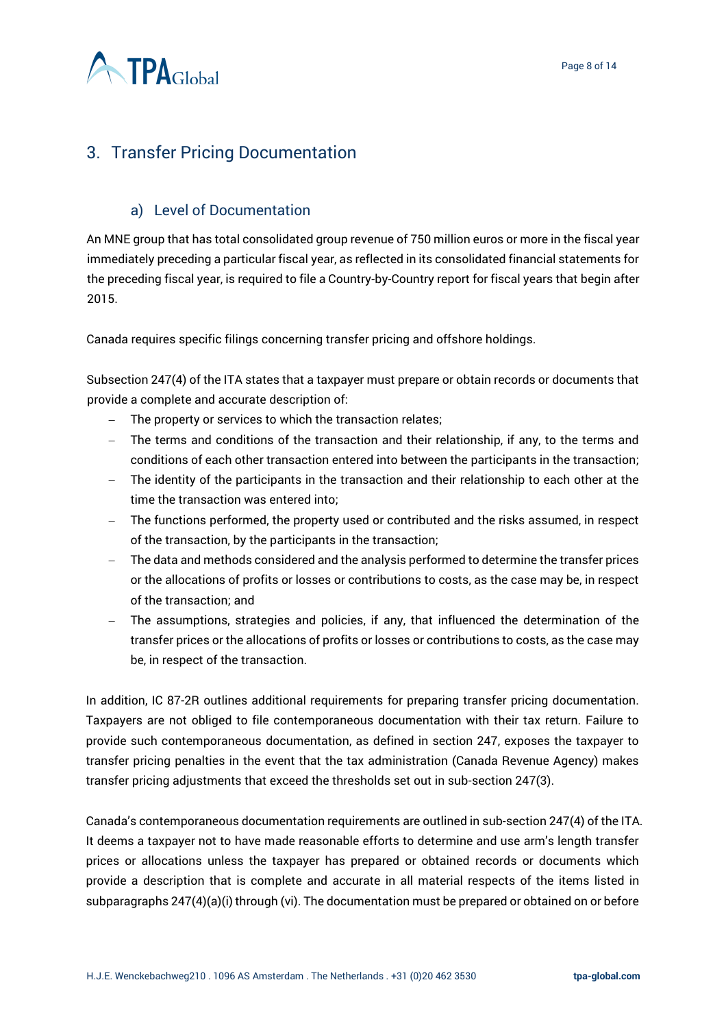## 3. Transfer Pricing Documentation

### a) Level of Documentation

An MNE group that has total consolidated group revenue of 750 million euros or more in the fiscal year immediately preceding a particular fiscal year, as reflected in its consolidated financial statements for the preceding fiscal year, is required to file a Country-by-Country report for fiscal years that begin after 2015.

Canada requires specific filings concerning transfer pricing and offshore holdings.

Subsection 247(4) of the ITA states that a taxpayer must prepare or obtain records or documents that provide a complete and accurate description of:

- The property or services to which the transaction relates;
- The terms and conditions of the transaction and their relationship, if any, to the terms and conditions of each other transaction entered into between the participants in the transaction;
- The identity of the participants in the transaction and their relationship to each other at the time the transaction was entered into;
- The functions performed, the property used or contributed and the risks assumed, in respect of the transaction, by the participants in the transaction;
- The data and methods considered and the analysis performed to determine the transfer prices or the allocations of profits or losses or contributions to costs, as the case may be, in respect of the transaction; and
- The assumptions, strategies and policies, if any, that influenced the determination of the transfer prices or the allocations of profits or losses or contributions to costs, as the case may be, in respect of the transaction.

In addition, IC 87-2R outlines additional requirements for preparing transfer pricing documentation. Taxpayers are not obliged to file contemporaneous documentation with their tax return. Failure to provide such contemporaneous documentation, as defined in section 247, exposes the taxpayer to transfer pricing penalties in the event that the tax administration (Canada Revenue Agency) makes transfer pricing adjustments that exceed the thresholds set out in sub-section 247(3).

Canada's contemporaneous documentation requirements are outlined in sub-section 247(4) of the ITA. It deems a taxpayer not to have made reasonable efforts to determine and use arm's length transfer prices or allocations unless the taxpayer has prepared or obtained records or documents which provide a description that is complete and accurate in all material respects of the items listed in subparagraphs 247(4)(a)(i) through (vi). The documentation must be prepared or obtained on or before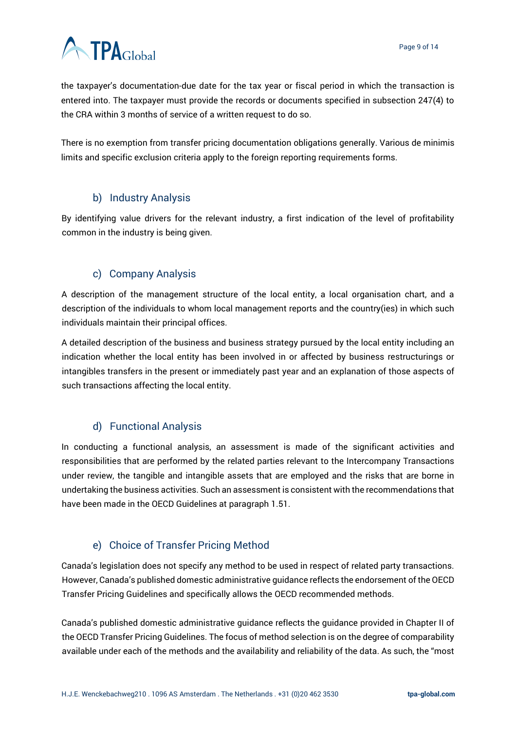the taxpayer's documentation-due date for the tax year or fiscal period in which the transaction is entered into. The taxpayer must provide the records or documents specified in subsection 247(4) to the CRA within 3 months of service of a written request to do so.

There is no exemption from transfer pricing documentation obligations generally. Various de minimis limits and specific exclusion criteria apply to the foreign reporting requirements forms.

### b) Industry Analysis

By identifying value drivers for the relevant industry, a first indication of the level of profitability common in the industry is being given.

### c) Company Analysis

A description of the management structure of the local entity, a local organisation chart, and a description of the individuals to whom local management reports and the country(ies) in which such individuals maintain their principal offices.

A detailed description of the business and business strategy pursued by the local entity including an indication whether the local entity has been involved in or affected by business restructurings or intangibles transfers in the present or immediately past year and an explanation of those aspects of such transactions affecting the local entity.

### d) Functional Analysis

In conducting a functional analysis, an assessment is made of the significant activities and responsibilities that are performed by the related parties relevant to the Intercompany Transactions under review, the tangible and intangible assets that are employed and the risks that are borne in undertaking the business activities. Such an assessment is consistent with the recommendations that have been made in the OECD Guidelines at paragraph 1.51.

### e) Choice of Transfer Pricing Method

Canada's legislation does not specify any method to be used in respect of related party transactions. However, Canada's published domestic administrative guidance reflects the endorsement of the OECD Transfer Pricing Guidelines and specifically allows the OECD recommended methods.

Canada's published domestic administrative guidance reflects the guidance provided in Chapter II of the OECD Transfer Pricing Guidelines. The focus of method selection is on the degree of comparability available under each of the methods and the availability and reliability of the data. As such, the "most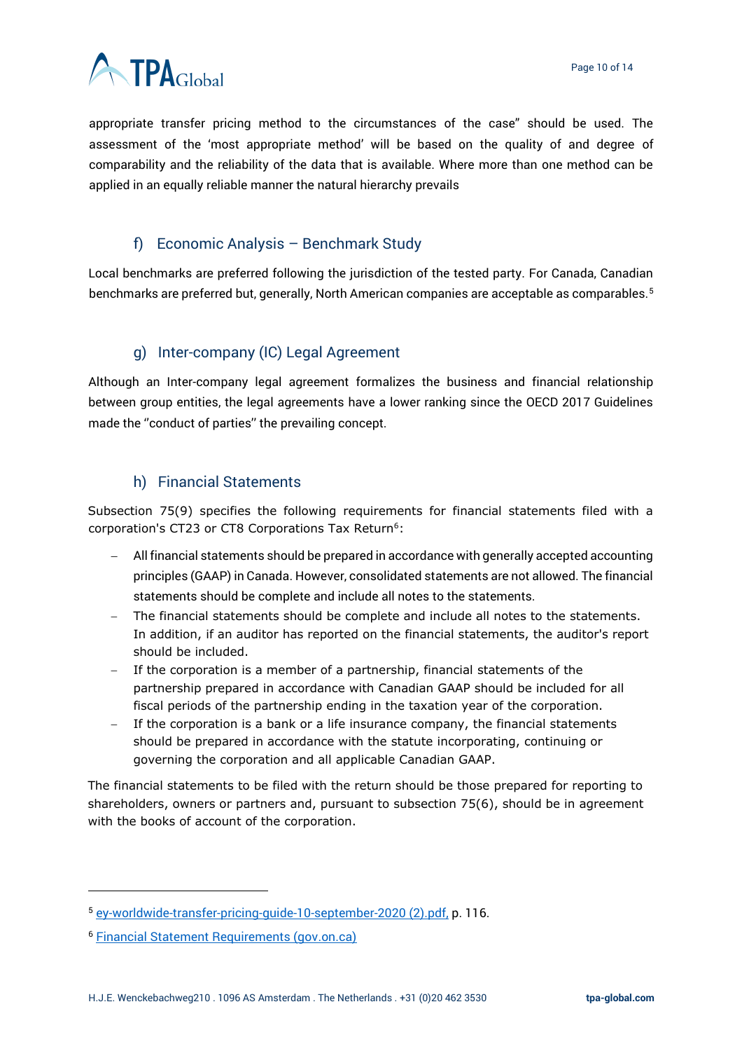appropriate transfer pricing method to the circumstances of the case" should be used. The assessment of the 'most appropriate method' will be based on the quality of and degree of comparability and the reliability of the data that is available. Where more than one method can be applied in an equally reliable manner the natural hierarchy prevails

### f) Economic Analysis – Benchmark Study

Local benchmarks are preferred following the jurisdiction of the tested party. For Canada, Canadian benchmarks are preferred but, generally, North American companies are acceptable as comparables.[5]

### g) Inter-company (IC) Legal Agreement

Although an Inter-company legal agreement formalizes the business and financial relationship between group entities, the legal agreements have a lower ranking since the OECD 2017 Guidelines made the "conduct of parties" the prevailing concept.

### h) Financial Statements

Subsection 75(9) specifies the following requirements for financial statements filed with a corporation's CT23 or CT8 Corporations Tax Return[6]:

- All financial statements should be prepared in accordance with generally accepted accounting principles (GAAP) in Canada. However, consolidated statements are not allowed. The financial statements should be complete and include all notes to the statements.
- The financial statements should be complete and include all notes to the statements. In addition, if an auditor has reported on the financial statements, the auditor's report should be included.
- If the corporation is a member of a partnership, financial statements of the partnership prepared in accordance with Canadian GAAP should be included for all fiscal periods of the partnership ending in the taxation year of the corporation.
- If the corporation is a bank or a life insurance company, the financial statements should be prepared in accordance with the statute incorporating, continuing or governing the corporation and all applicable Canadian GAAP.

The financial statements to be filed with the return should be those prepared for reporting to shareholders, owners or partners and, pursuant to subsection 75(6), should be in agreement with the books of account of the corporation.

---

[5] ey-worldwide-transfer-pricing-guide-10-september-2020 (2).pdf, p. 116.

[6] Financial Statement Requirements (gov.on.ca)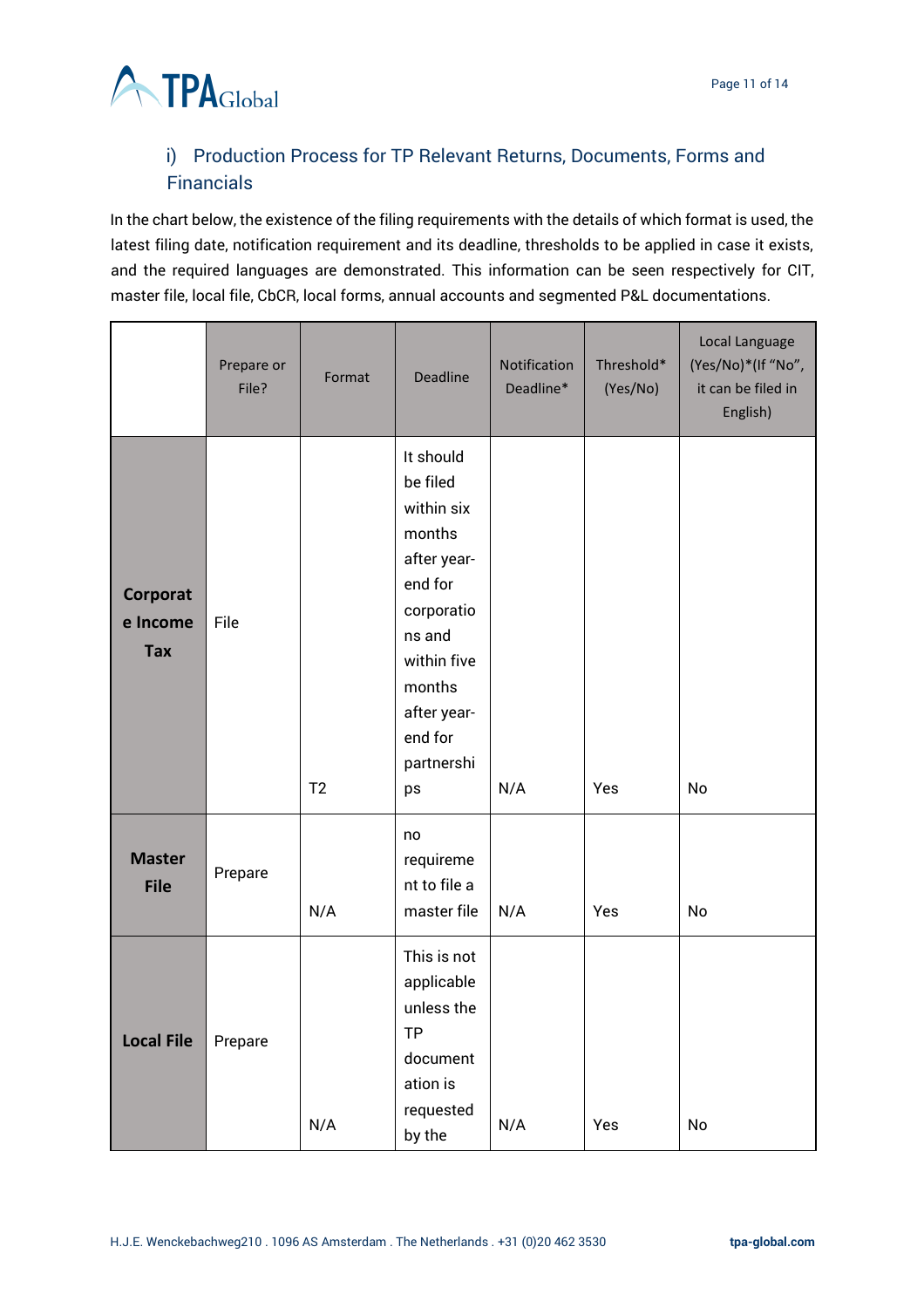## i) Production Process for TP Relevant Returns, Documents, Forms and Financials

In the chart below, the existence of the filing requirements with the details of which format is used, the latest filing date, notification requirement and its deadline, thresholds to be applied in case it exists, and the required languages are demonstrated. This information can be seen respectively for CIT, master file, local file, CbCR, local forms, annual accounts and segmented P&L documentations.

| | Prepare or File? | Format | Deadline | Notification Deadline* | Threshold* (Yes/No) | Local Language (Yes/No)*(If "No", it can be filed in English) |
|---|---|---|---|---|---|---|
| **Corporate Income Tax** | File | T2 | It should be filed within six months after year-end for corporations and within five months after year-end for partnerships | N/A | Yes | No |
| **Master File** | Prepare | N/A | no requirement to file a master file | N/A | Yes | No |
| **Local File** | Prepare | N/A | This is not applicable unless the TP documentation is requested by the | N/A | Yes | No |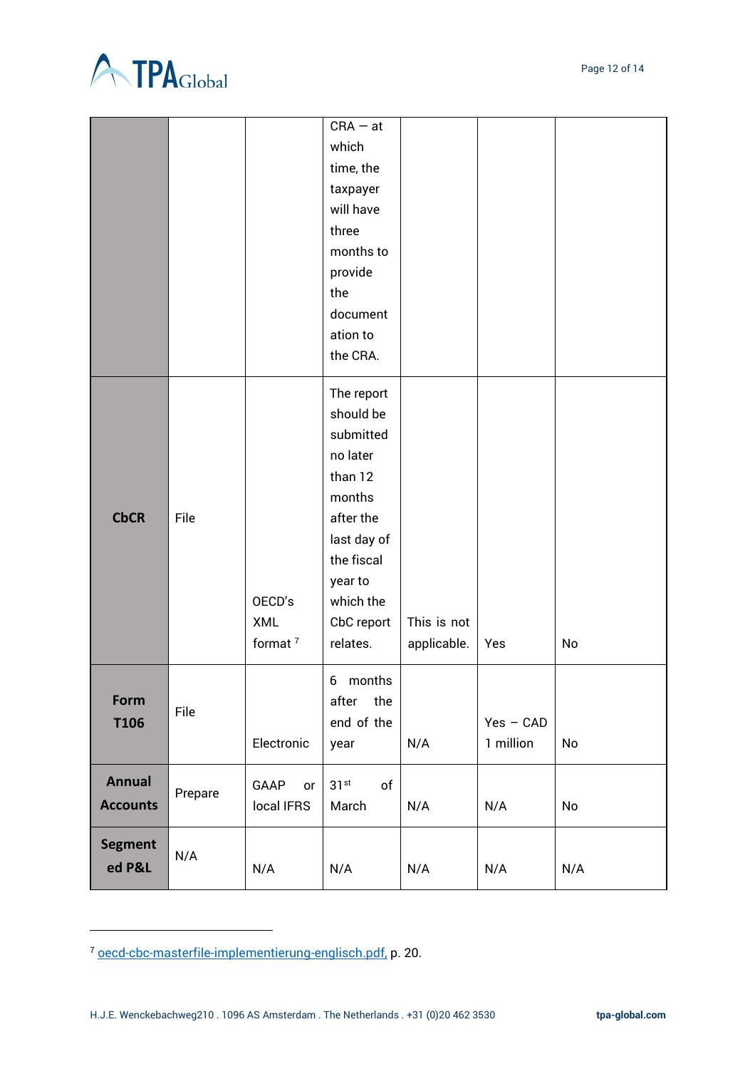| | | | | | | |
|---|---|---|---|---|---|---|
| | | | CRA – at which time, the taxpayer will have three months to provide the documentation to the CRA. | | | |
| **CbCR** | File | OECD's XML format [7] | The report should be submitted no later than 12 months after the last day of the fiscal year to which the CbC report relates. | This is not applicable. | Yes | No |
| **Form T106** | File | Electronic | 6 months after the end of the year | N/A | Yes – CAD 1 million | No |
| **Annual Accounts** | Prepare | GAAP or local IFRS | 31st of March | N/A | N/A | No |
| **Segmented P&L** | N/A | N/A | N/A | N/A | N/A | N/A |

[7] oecd-cbc-masterfile-implementierung-englisch.pdf, p. 20.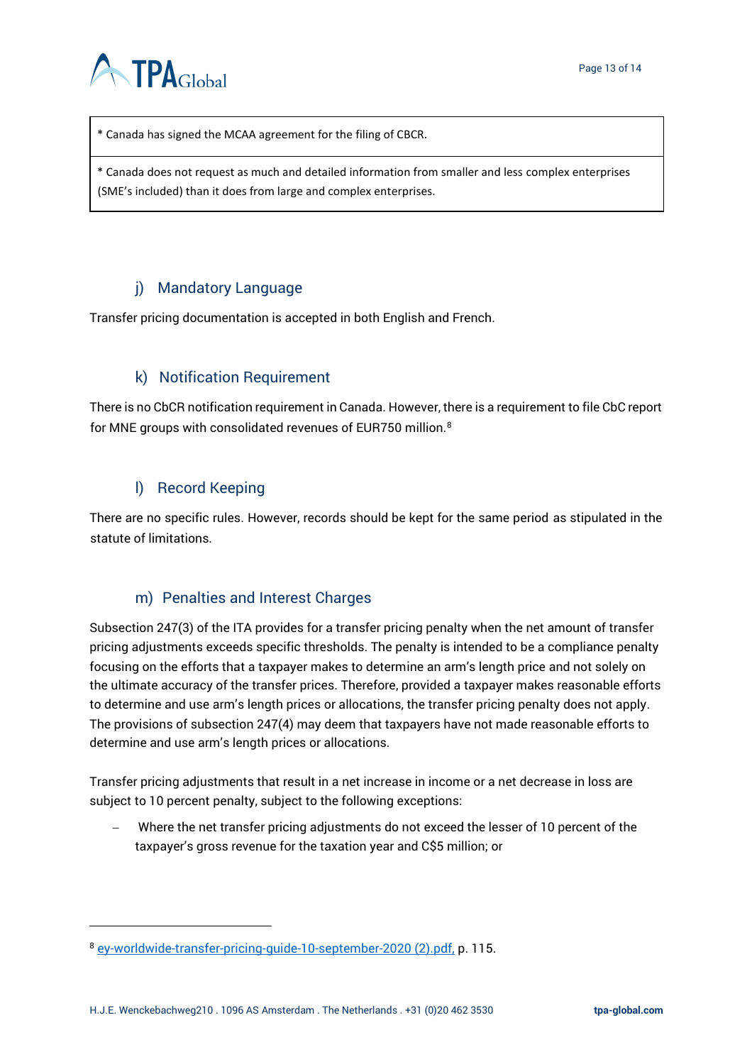| * Canada has signed the MCAA agreement for the filing of CBCR. |
|---|
| * Canada does not request as much and detailed information from smaller and less complex enterprises (SME's included) than it does from large and complex enterprises. |

### j) Mandatory Language

Transfer pricing documentation is accepted in both English and French.

### k) Notification Requirement

There is no CbCR notification requirement in Canada. However, there is a requirement to file CbC report for MNE groups with consolidated revenues of EUR750 million.[8]

### l) Record Keeping

There are no specific rules. However, records should be kept for the same period as stipulated in the statute of limitations.

### m) Penalties and Interest Charges

Subsection 247(3) of the ITA provides for a transfer pricing penalty when the net amount of transfer pricing adjustments exceeds specific thresholds. The penalty is intended to be a compliance penalty focusing on the efforts that a taxpayer makes to determine an arm's length price and not solely on the ultimate accuracy of the transfer prices. Therefore, provided a taxpayer makes reasonable efforts to determine and use arm's length prices or allocations, the transfer pricing penalty does not apply. The provisions of subsection 247(4) may deem that taxpayers have not made reasonable efforts to determine and use arm's length prices or allocations.

Transfer pricing adjustments that result in a net increase in income or a net decrease in loss are subject to 10 percent penalty, subject to the following exceptions:

- Where the net transfer pricing adjustments do not exceed the lesser of 10 percent of the taxpayer's gross revenue for the taxation year and C$5 million; or

---

[8] ey-worldwide-transfer-pricing-guide-10-september-2020 (2).pdf, p. 115.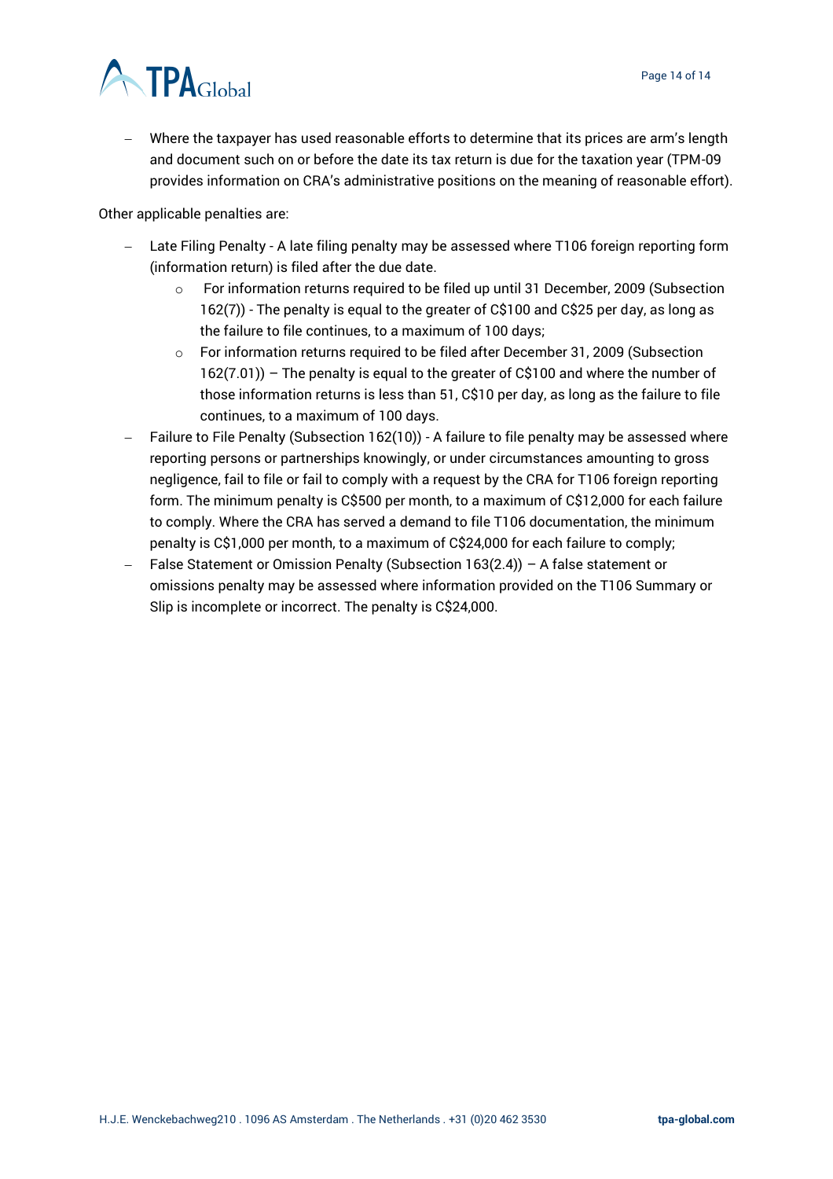- Where the taxpayer has used reasonable efforts to determine that its prices are arm's length and document such on or before the date its tax return is due for the taxation year (TPM-09 provides information on CRA's administrative positions on the meaning of reasonable effort).

Other applicable penalties are:

- Late Filing Penalty - A late filing penalty may be assessed where T106 foreign reporting form (information return) is filed after the due date.
  - For information returns required to be filed up until 31 December, 2009 (Subsection 162(7)) - The penalty is equal to the greater of C$100 and C$25 per day, as long as the failure to file continues, to a maximum of 100 days;
  - For information returns required to be filed after December 31, 2009 (Subsection 162(7.01)) – The penalty is equal to the greater of C$100 and where the number of those information returns is less than 51, C$10 per day, as long as the failure to file continues, to a maximum of 100 days.
- Failure to File Penalty (Subsection 162(10)) - A failure to file penalty may be assessed where reporting persons or partnerships knowingly, or under circumstances amounting to gross negligence, fail to file or fail to comply with a request by the CRA for T106 foreign reporting form. The minimum penalty is C$500 per month, to a maximum of C$12,000 for each failure to comply. Where the CRA has served a demand to file T106 documentation, the minimum penalty is C$1,000 per month, to a maximum of C$24,000 for each failure to comply;
- False Statement or Omission Penalty (Subsection 163(2.4)) – A false statement or omissions penalty may be assessed where information provided on the T106 Summary or Slip is incomplete or incorrect. The penalty is C$24,000.